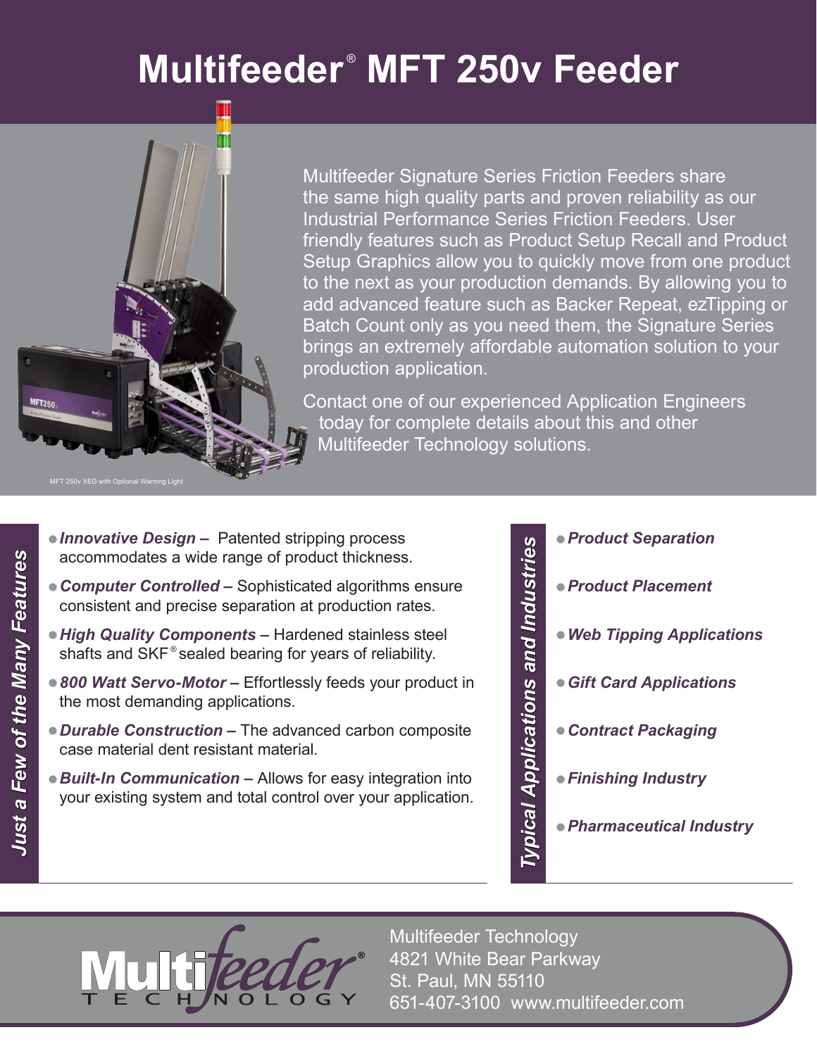# Multifeeder® MFT 250v Feeder

MFT 250v XED with Optional Warning Light

Multifeeder Signature Series Friction Feeders share the same high quality parts and proven reliability as our Industrial Performance Series Friction Feeders. User friendly features such as Product Setup Recall and Product Setup Graphics allow you to quickly move from one product to the next as your production demands. By allowing you to add advanced feature such as Backer Repeat, ezTipping or Batch Count only as you need them, the Signature Series brings an extremely affordable automation solution to your production application.

Contact one of our experienced Application Engineers today for complete details about this and other Multifeeder Technology solutions.

## Just a Few of the Many Features

- ***Innovative Design –*** Patented stripping process accommodates a wide range of product thickness.
- ***Computer Controlled –*** Sophisticated algorithms ensure consistent and precise separation at production rates.
- ***High Quality Components –*** Hardened stainless steel shafts and SKF® sealed bearing for years of reliability.
- ***800 Watt Servo-Motor –*** Effortlessly feeds your product in the most demanding applications.
- ***Durable Construction –*** The advanced carbon composite case material dent resistant material.
- ***Built-In Communication –*** Allows for easy integration into your existing system and total control over your application.

## Typical Applications and Industries

- ***Product Separation***
- ***Product Placement***
- ***Web Tipping Applications***
- ***Gift Card Applications***
- ***Contract Packaging***
- ***Finishing Industry***
- ***Pharmaceutical Industry***

Multifeeder® Technology

Multifeeder Technology
4821 White Bear Parkway
St. Paul, MN 55110
651-407-3100 www.multifeeder.com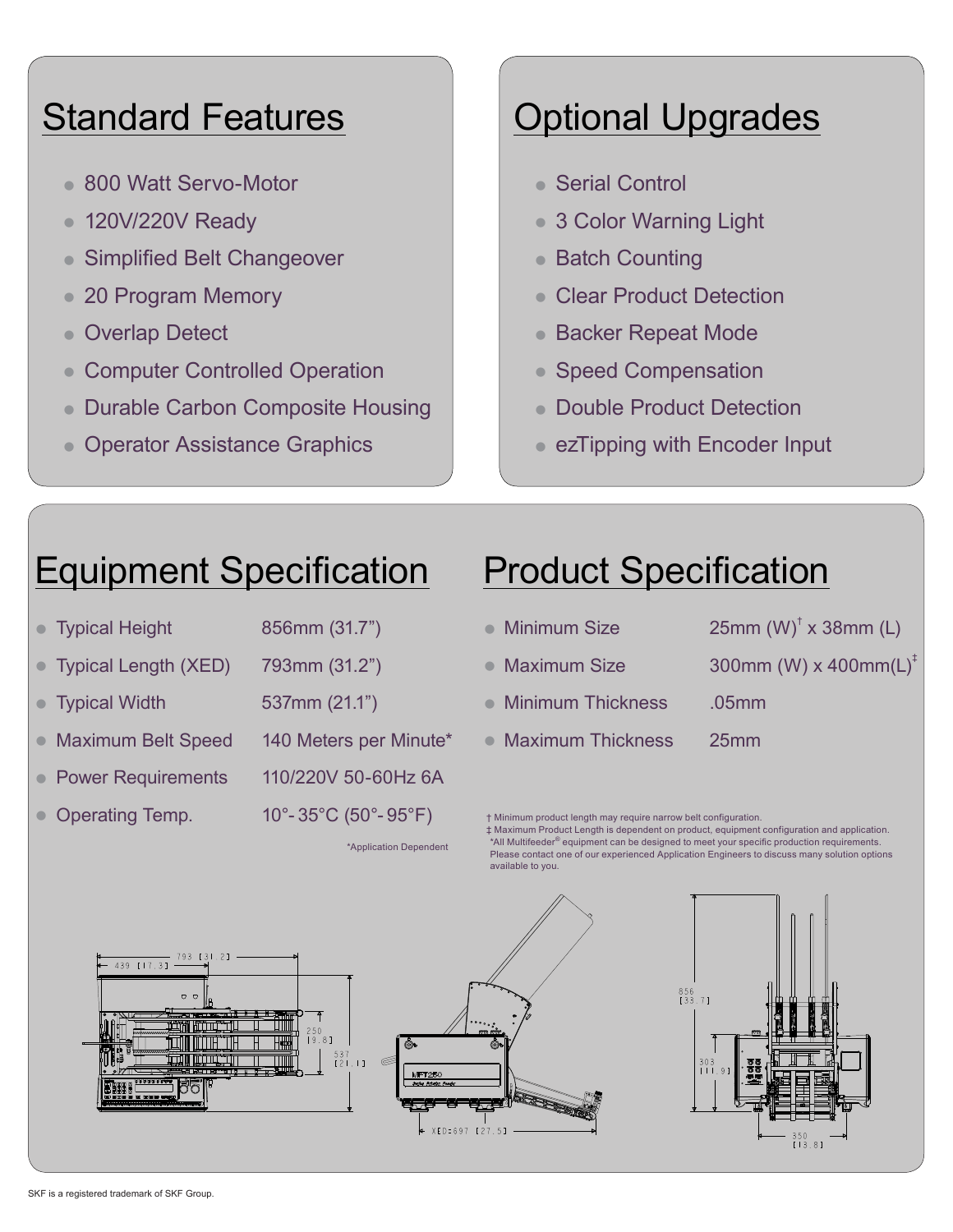## Standard Features

- 800 Watt Servo-Motor
- 120V/220V Ready
- Simplified Belt Changeover
- 20 Program Memory
- Overlap Detect
- Computer Controlled Operation
- Durable Carbon Composite Housing
- Operator Assistance Graphics

## Optional Upgrades

- Serial Control
- 3 Color Warning Light
- Batch Counting
- Clear Product Detection
- Backer Repeat Mode
- Speed Compensation
- Double Product Detection
- ezTipping with Encoder Input

## Equipment Specification

| | |
|---|---|
| Typical Height | 856mm (31.7") |
| Typical Length (XED) | 793mm (31.2") |
| Typical Width | 537mm (21.1") |
| Maximum Belt Speed | 140 Meters per Minute* |
| Power Requirements | 110/220V 50-60Hz 6A |
| Operating Temp. | 10°- 35°C (50°- 95°F) |

*Application Dependent

## Product Specification

| | |
|---|---|
| Minimum Size | 25mm (W)† x 38mm (L) |
| Maximum Size | 300mm (W) x 400mm(L)‡ |
| Minimum Thickness | .05mm |
| Maximum Thickness | 25mm |

† Minimum product length may require narrow belt configuration.
‡ Maximum Product Length is dependent on product, equipment configuration and application.
*All Multifeeder® equipment can be designed to meet your specific production requirements. Please contact one of our experienced Application Engineers to discuss many solution options available to you.

793 [31.2]
439 [17.3]
250 [9.8]
537 [21.1]
MFT250
XED=697 [27.5]
856 [33.7]
303 [11.9]
350 [13.8]

SKF is a registered trademark of SKF Group.